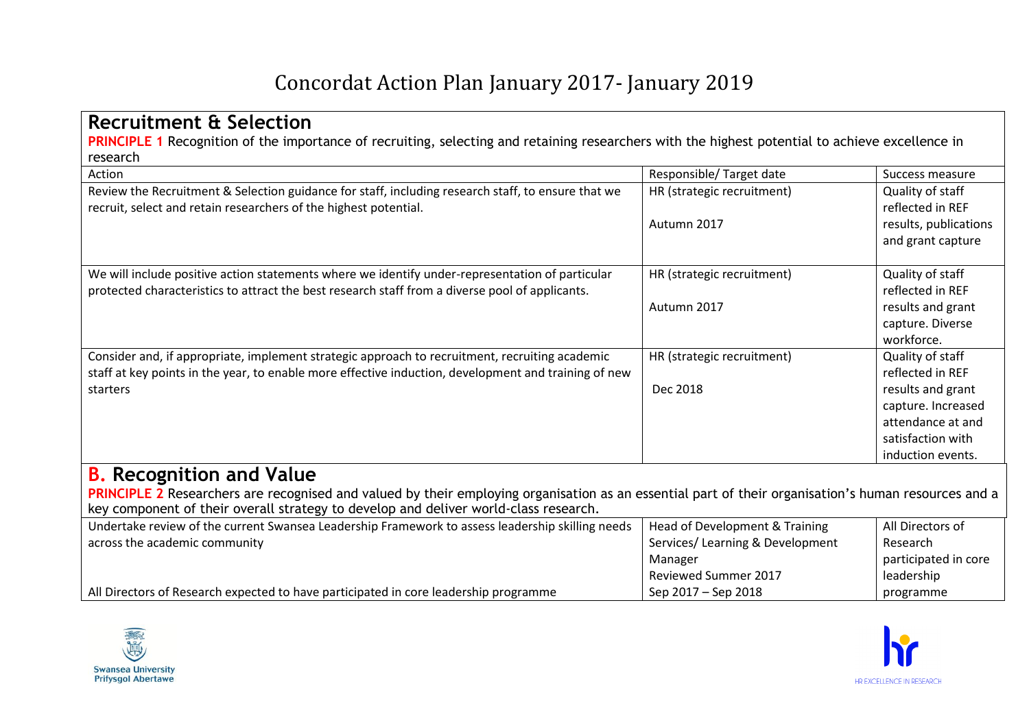# Concordat Action Plan January 2017- January 2019

## Recruitment & Selection

**PRINCIPLE 1** Recognition of the importance of recruiting, selecting and retaining researchers with the highest potential to achieve excellence in research

| Action | Responsible/ Target date | Success measure |
|---|---|---|
| Review the Recruitment & Selection guidance for staff, including research staff, to ensure that we recruit, select and retain researchers of the highest potential. | HR (strategic recruitment)<br><br>Autumn 2017 | Quality of staff reflected in REF results, publications and grant capture |
| We will include positive action statements where we identify under-representation of particular protected characteristics to attract the best research staff from a diverse pool of applicants. | HR (strategic recruitment)<br><br>Autumn 2017 | Quality of staff reflected in REF results and grant capture. Diverse workforce. |
| Consider and, if appropriate, implement strategic approach to recruitment, recruiting academic staff at key points in the year, to enable more effective induction, development and training of new starters | HR (strategic recruitment)<br><br>Dec 2018 | Quality of staff reflected in REF results and grant capture. Increased attendance at and satisfaction with induction events. |

## B. Recognition and Value

**PRINCIPLE 2** Researchers are recognised and valued by their employing organisation as an essential part of their organisation's human resources and a key component of their overall strategy to develop and deliver world-class research.

| Action | Responsible/ Target date | Success measure |
|---|---|---|
| Undertake review of the current Swansea Leadership Framework to assess leadership skilling needs across the academic community<br><br>All Directors of Research expected to have participated in core leadership programme | Head of Development & Training Services/ Learning & Development Manager<br>Reviewed Summer 2017<br>Sep 2017 – Sep 2018 | All Directors of Research participated in core leadership programme |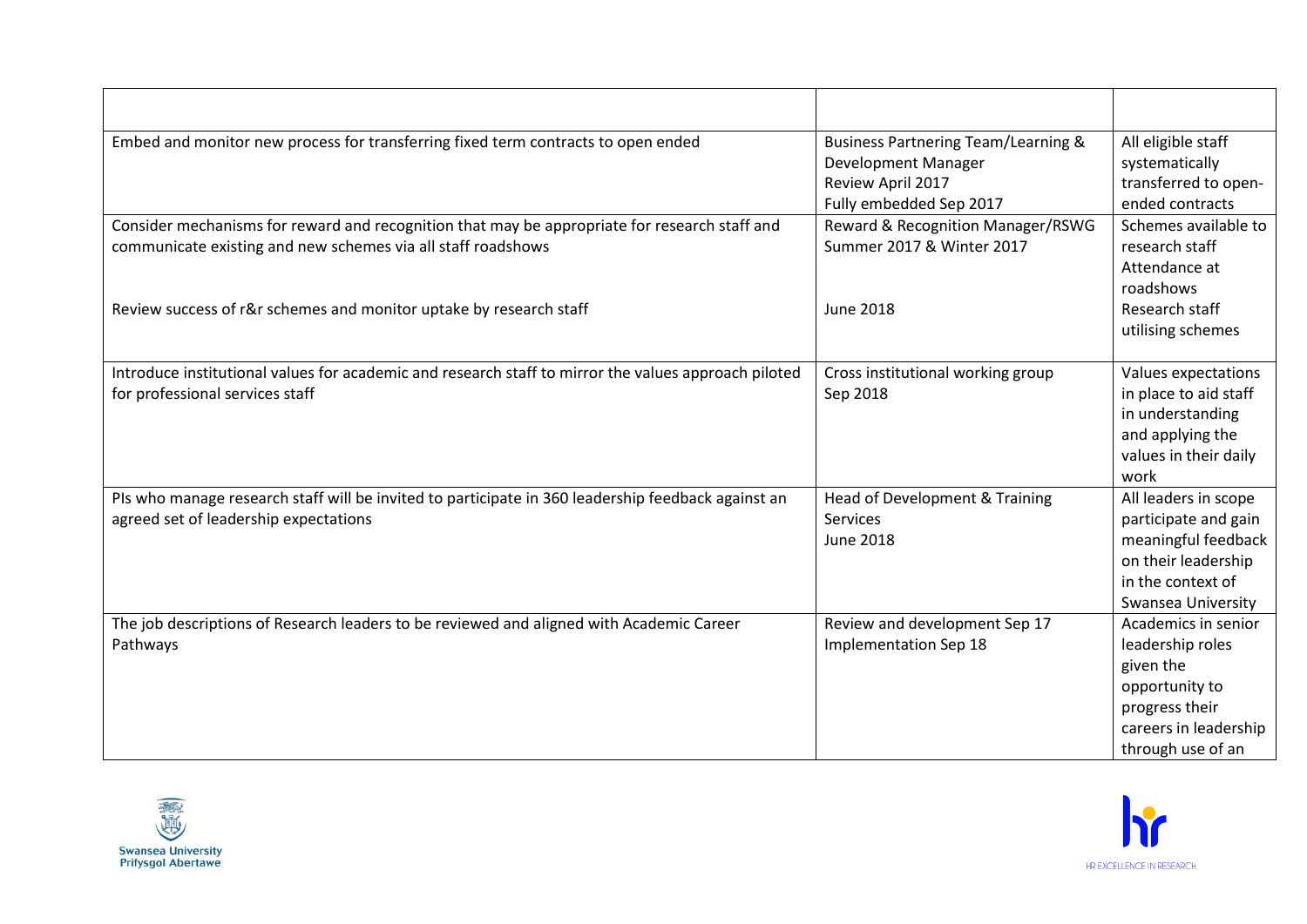| | | |
|---|---|---|
| Embed and monitor new process for transferring fixed term contracts to open ended | Business Partnering Team/Learning & Development Manager<br>Review April 2017<br>Fully embedded Sep 2017 | All eligible staff systematically transferred to open-ended contracts |
| Consider mechanisms for reward and recognition that may be appropriate for research staff and communicate existing and new schemes via all staff roadshows<br><br>Review success of r&r schemes and monitor uptake by research staff | Reward & Recognition Manager/RSWG<br>Summer 2017 & Winter 2017<br><br>June 2018 | Schemes available to research staff<br>Attendance at roadshows<br>Research staff utilising schemes |
| Introduce institutional values for academic and research staff to mirror the values approach piloted for professional services staff | Cross institutional working group<br>Sep 2018 | Values expectations in place to aid staff in understanding and applying the values in their daily work |
| PIs who manage research staff will be invited to participate in 360 leadership feedback against an agreed set of leadership expectations | Head of Development & Training Services<br>June 2018 | All leaders in scope participate and gain meaningful feedback on their leadership in the context of Swansea University |
| The job descriptions of Research leaders to be reviewed and aligned with Academic Career Pathways | Review and development Sep 17<br>Implementation Sep 18 | Academics in senior leadership roles given the opportunity to progress their careers in leadership through use of an |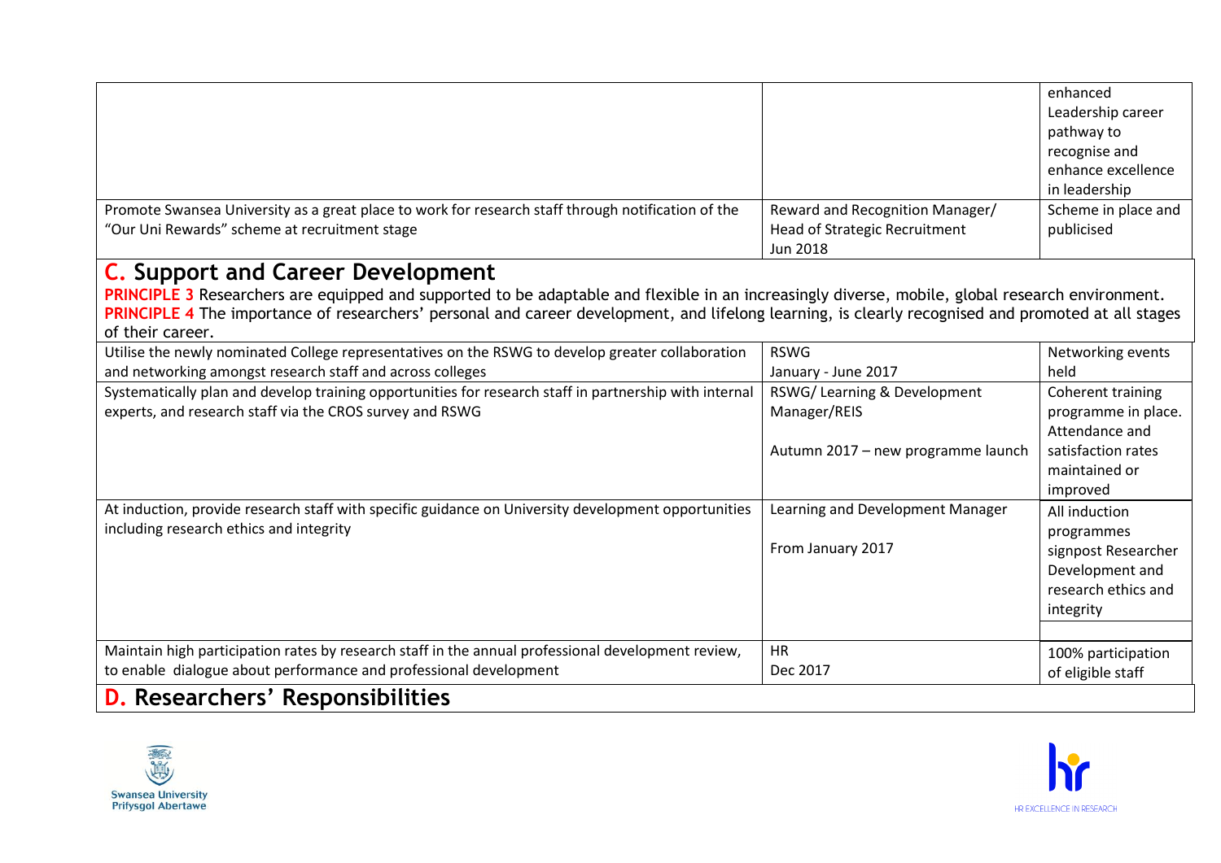| | | |
|---|---|---|
| | | enhanced Leadership career pathway to recognise and enhance excellence in leadership |
| Promote Swansea University as a great place to work for research staff through notification of the "Our Uni Rewards" scheme at recruitment stage | Reward and Recognition Manager/ Head of Strategic Recruitment Jun 2018 | Scheme in place and publicised |

## C. Support and Career Development

**PRINCIPLE 3** Researchers are equipped and supported to be adaptable and flexible in an increasingly diverse, mobile, global research environment.
**PRINCIPLE 4** The importance of researchers' personal and career development, and lifelong learning, is clearly recognised and promoted at all stages of their career.

| | | |
|---|---|---|
| Utilise the newly nominated College representatives on the RSWG to develop greater collaboration and networking amongst research staff and across colleges | RSWG January - June 2017 | Networking events held |
| Systematically plan and develop training opportunities for research staff in partnership with internal experts, and research staff via the CROS survey and RSWG | RSWG/ Learning & Development Manager/REIS<br><br>Autumn 2017 – new programme launch | Coherent training programme in place. Attendance and satisfaction rates maintained or improved |
| At induction, provide research staff with specific guidance on University development opportunities including research ethics and integrity | Learning and Development Manager<br><br>From January 2017 | All induction programmes signpost Researcher Development and research ethics and integrity |
| Maintain high participation rates by research staff in the annual professional development review, to enable dialogue about performance and professional development | HR Dec 2017 | 100% participation of eligible staff |

## D. Researchers' Responsibilities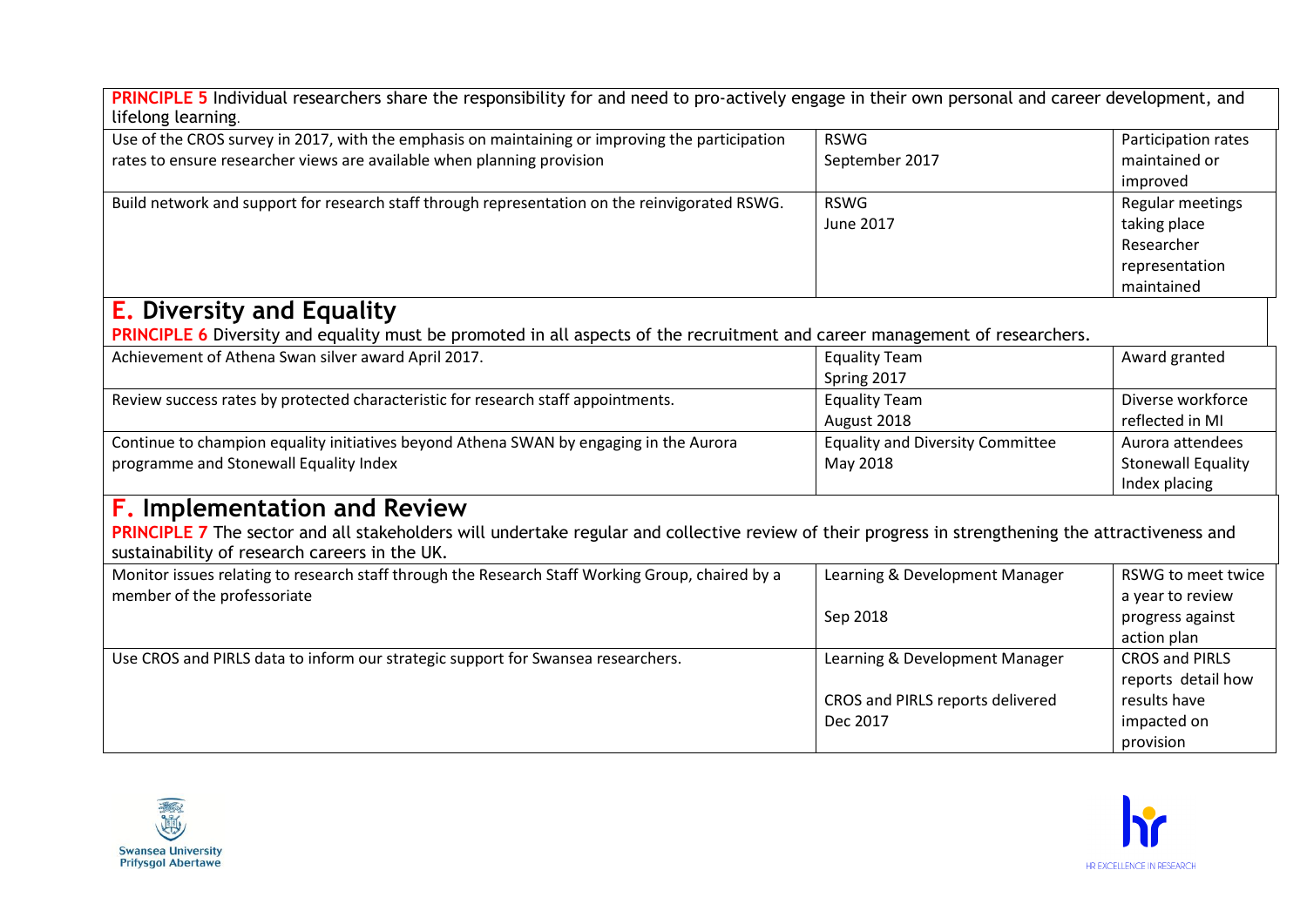| **PRINCIPLE 5** Individual researchers share the responsibility for and need to pro-actively engage in their own personal and career development, and lifelong learning. | | |
|---|---|---|
| Use of the CROS survey in 2017, with the emphasis on maintaining or improving the participation rates to ensure researcher views are available when planning provision | RSWG<br>September 2017 | Participation rates maintained or improved |
| Build network and support for research staff through representation on the reinvigorated RSWG. | RSWG<br>June 2017 | Regular meetings taking place<br>Researcher representation maintained |

## E. Diversity and Equality

| **PRINCIPLE 6** Diversity and equality must be promoted in all aspects of the recruitment and career management of researchers. | | |
|---|---|---|
| Achievement of Athena Swan silver award April 2017. | Equality Team<br>Spring 2017 | Award granted |
| Review success rates by protected characteristic for research staff appointments. | Equality Team<br>August 2018 | Diverse workforce reflected in MI |
| Continue to champion equality initiatives beyond Athena SWAN by engaging in the Aurora programme and Stonewall Equality Index | Equality and Diversity Committee<br>May 2018 | Aurora attendees<br>Stonewall Equality Index placing |

## F. Implementation and Review

| **PRINCIPLE 7** The sector and all stakeholders will undertake regular and collective review of their progress in strengthening the attractiveness and sustainability of research careers in the UK. | | |
|---|---|---|
| Monitor issues relating to research staff through the Research Staff Working Group, chaired by a member of the professoriate | Learning & Development Manager<br><br>Sep 2018 | RSWG to meet twice a year to review progress against action plan |
| Use CROS and PIRLS data to inform our strategic support for Swansea researchers. | Learning & Development Manager<br><br>CROS and PIRLS reports delivered Dec 2017 | CROS and PIRLS reports detail how results have impacted on provision |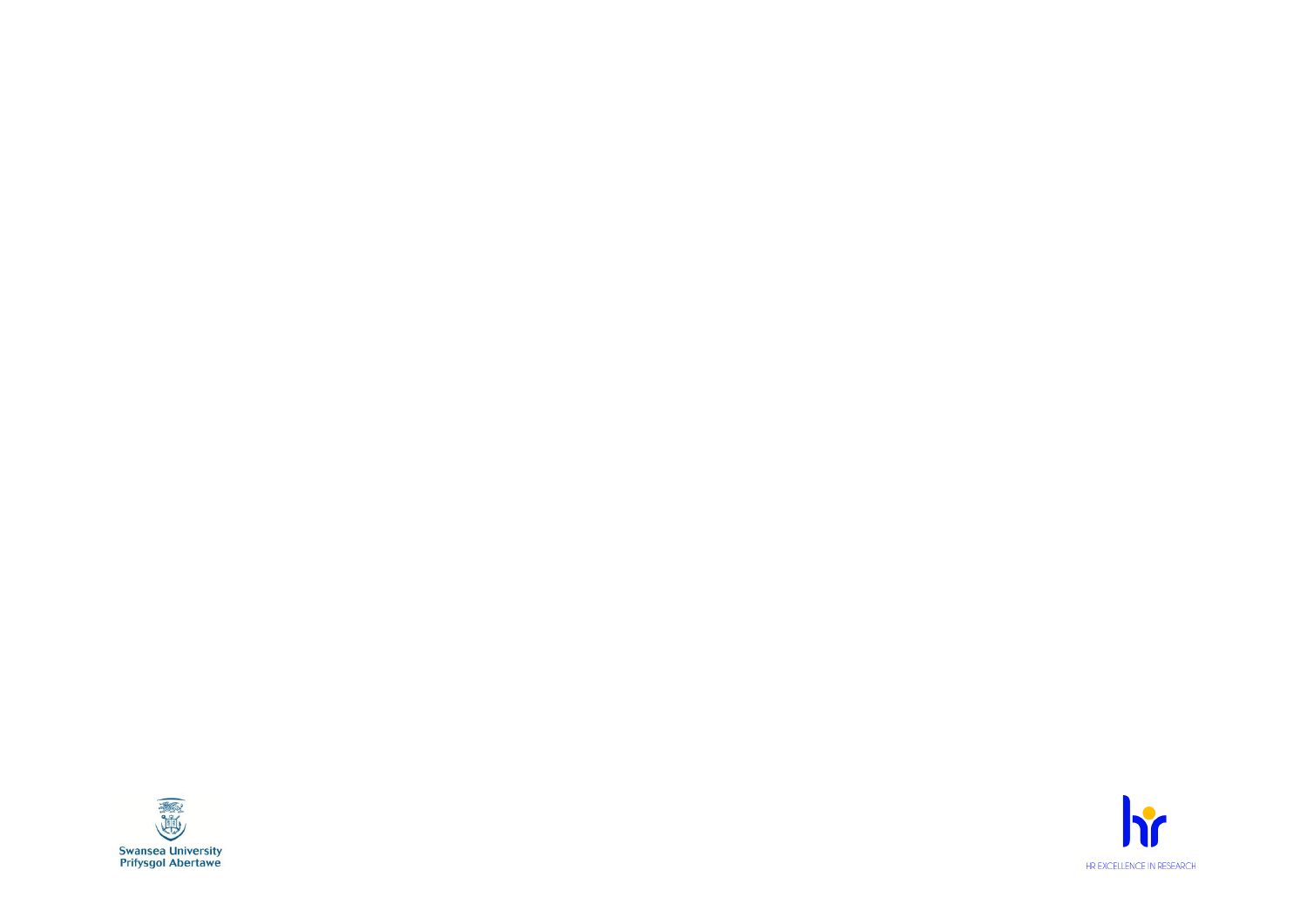Swansea University
Prifysgol Abertawe

HR EXCELLENCE IN RESEARCH